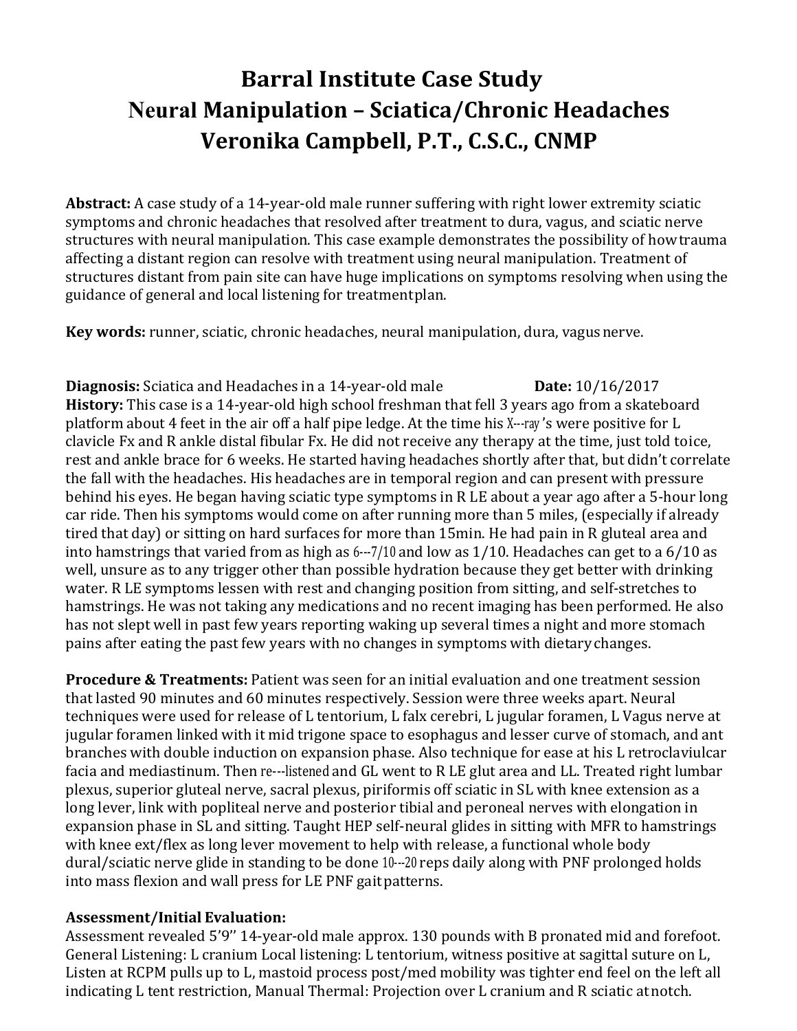# Barral Institute Case Study
# Neural Manipulation – Sciatica/Chronic Headaches
# Veronika Campbell, P.T., C.S.C., CNMP

**Abstract:** A case study of a 14-year-old male runner suffering with right lower extremity sciatic symptoms and chronic headaches that resolved after treatment to dura, vagus, and sciatic nerve structures with neural manipulation. This case example demonstrates the possibility of how trauma affecting a distant region can resolve with treatment using neural manipulation. Treatment of structures distant from pain site can have huge implications on symptoms resolving when using the guidance of general and local listening for treatment plan.

**Key words:** runner, sciatic, chronic headaches, neural manipulation, dura, vagus nerve.

**Diagnosis:** Sciatica and Headaches in a 14-year-old male **Date:** 10/16/2017

**History:** This case is a 14-year-old high school freshman that fell 3 years ago from a skateboard platform about 4 feet in the air off a half pipe ledge. At the time his X---ray's were positive for L clavicle Fx and R ankle distal fibular Fx. He did not receive any therapy at the time, just told to ice, rest and ankle brace for 6 weeks. He started having headaches shortly after that, but didn't correlate the fall with the headaches. His headaches are in temporal region and can present with pressure behind his eyes. He began having sciatic type symptoms in R LE about a year ago after a 5-hour long car ride. Then his symptoms would come on after running more than 5 miles, (especially if already tired that day) or sitting on hard surfaces for more than 15min. He had pain in R gluteal area and into hamstrings that varied from as high as 6---7/10 and low as 1/10. Headaches can get to a 6/10 as well, unsure as to any trigger other than possible hydration because they get better with drinking water. R LE symptoms lessen with rest and changing position from sitting, and self-stretches to hamstrings. He was not taking any medications and no recent imaging has been performed. He also has not slept well in past few years reporting waking up several times a night and more stomach pains after eating the past few years with no changes in symptoms with dietary changes.

**Procedure & Treatments:** Patient was seen for an initial evaluation and one treatment session that lasted 90 minutes and 60 minutes respectively. Session were three weeks apart. Neural techniques were used for release of L tentorium, L falx cerebri, L jugular foramen, L Vagus nerve at jugular foramen linked with it mid trigone space to esophagus and lesser curve of stomach, and ant branches with double induction on expansion phase. Also technique for ease at his L retroclaviulcar facia and mediastinum. Then re---listened and GL went to R LE glut area and LL. Treated right lumbar plexus, superior gluteal nerve, sacral plexus, piriformis off sciatic in SL with knee extension as a long lever, link with popliteal nerve and posterior tibial and peroneal nerves with elongation in expansion phase in SL and sitting. Taught HEP self-neural glides in sitting with MFR to hamstrings with knee ext/flex as long lever movement to help with release, a functional whole body dural/sciatic nerve glide in standing to be done 10---20 reps daily along with PNF prolonged holds into mass flexion and wall press for LE PNF gait patterns.

**Assessment/Initial Evaluation:**

Assessment revealed 5'9'' 14-year-old male approx. 130 pounds with B pronated mid and forefoot. General Listening: L cranium Local listening: L tentorium, witness positive at sagittal suture on L, Listen at RCPM pulls up to L, mastoid process post/med mobility was tighter end feel on the left all indicating L tent restriction, Manual Thermal: Projection over L cranium and R sciatic at notch.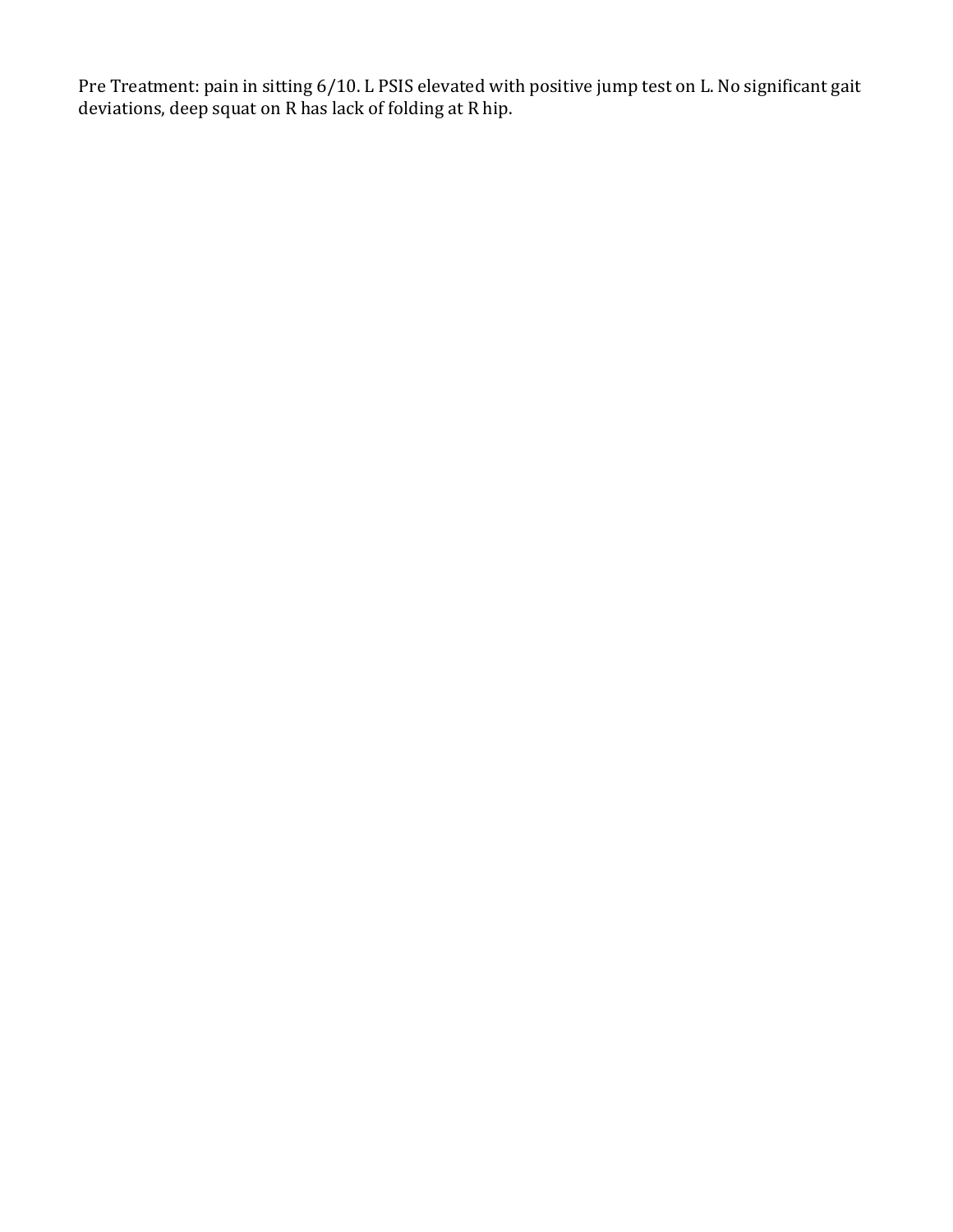Pre Treatment: pain in sitting 6/10. L PSIS elevated with positive jump test on L. No significant gait deviations, deep squat on R has lack of folding at R hip.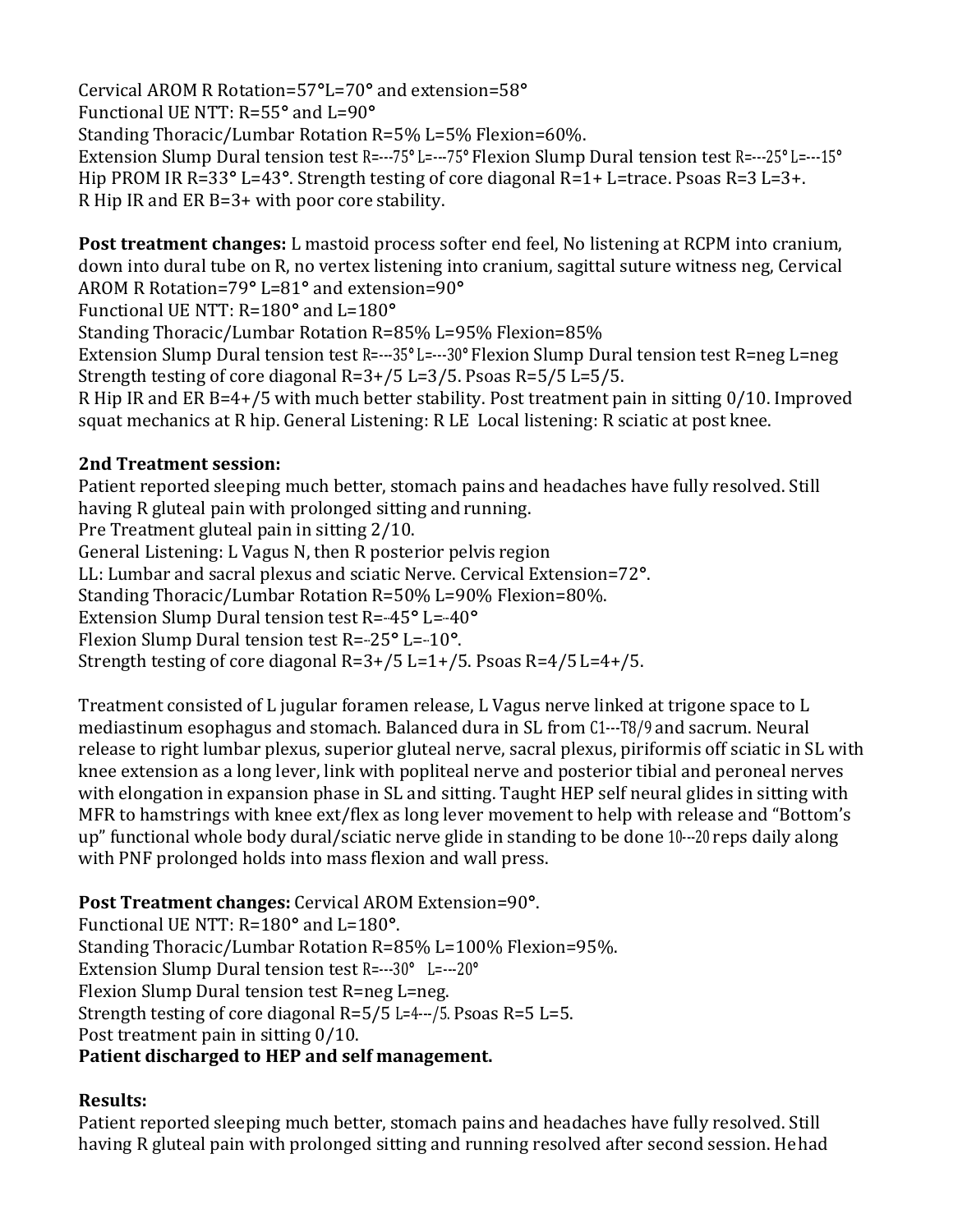Cervical AROM R Rotation=57°L=70° and extension=58°
Functional UE NTT: R=55° and L=90°
Standing Thoracic/Lumbar Rotation R=5% L=5% Flexion=60%.
Extension Slump Dural tension test R=---75° L=---75° Flexion Slump Dural tension test R=---25° L=---15°
Hip PROM IR R=33° L=43°. Strength testing of core diagonal R=1+ L=trace. Psoas R=3 L=3+.
R Hip IR and ER B=3+ with poor core stability.

**Post treatment changes:** L mastoid process softer end feel, No listening at RCPM into cranium, down into dural tube on R, no vertex listening into cranium, sagittal suture witness neg, Cervical AROM R Rotation=79° L=81° and extension=90°
Functional UE NTT: R=180° and L=180°
Standing Thoracic/Lumbar Rotation R=85% L=95% Flexion=85%
Extension Slump Dural tension test R=---35° L=---30° Flexion Slump Dural tension test R=neg L=neg
Strength testing of core diagonal R=3+/5 L=3/5. Psoas R=5/5 L=5/5.
R Hip IR and ER B=4+/5 with much better stability. Post treatment pain in sitting 0/10. Improved squat mechanics at R hip. General Listening: R LE Local listening: R sciatic at post knee.

**2nd Treatment session:**
Patient reported sleeping much better, stomach pains and headaches have fully resolved. Still having R gluteal pain with prolonged sitting and running.
Pre Treatment gluteal pain in sitting 2/10.
General Listening: L Vagus N, then R posterior pelvis region
LL: Lumbar and sacral plexus and sciatic Nerve. Cervical Extension=72°.
Standing Thoracic/Lumbar Rotation R=50% L=90% Flexion=80%.
Extension Slump Dural tension test R=-45° L=-40°
Flexion Slump Dural tension test R=-25° L=-10°.
Strength testing of core diagonal R=3+/5 L=1+/5. Psoas R=4/5 L=4+/5.

Treatment consisted of L jugular foramen release, L Vagus nerve linked at trigone space to L mediastinum esophagus and stomach. Balanced dura in SL from C1---T8/9 and sacrum. Neural release to right lumbar plexus, superior gluteal nerve, sacral plexus, piriformis off sciatic in SL with knee extension as a long lever, link with popliteal nerve and posterior tibial and peroneal nerves with elongation in expansion phase in SL and sitting. Taught HEP self neural glides in sitting with MFR to hamstrings with knee ext/flex as long lever movement to help with release and "Bottom's up" functional whole body dural/sciatic nerve glide in standing to be done 10---20 reps daily along with PNF prolonged holds into mass flexion and wall press.

**Post Treatment changes:** Cervical AROM Extension=90°.
Functional UE NTT: R=180° and L=180°.
Standing Thoracic/Lumbar Rotation R=85% L=100% Flexion=95%.
Extension Slump Dural tension test R=---30° L=---20°
Flexion Slump Dural tension test R=neg L=neg.
Strength testing of core diagonal R=5/5 L=4---/5. Psoas R=5 L=5.
Post treatment pain in sitting 0/10.
**Patient discharged to HEP and self management.**

**Results:**
Patient reported sleeping much better, stomach pains and headaches have fully resolved. Still having R gluteal pain with prolonged sitting and running resolved after second session. He had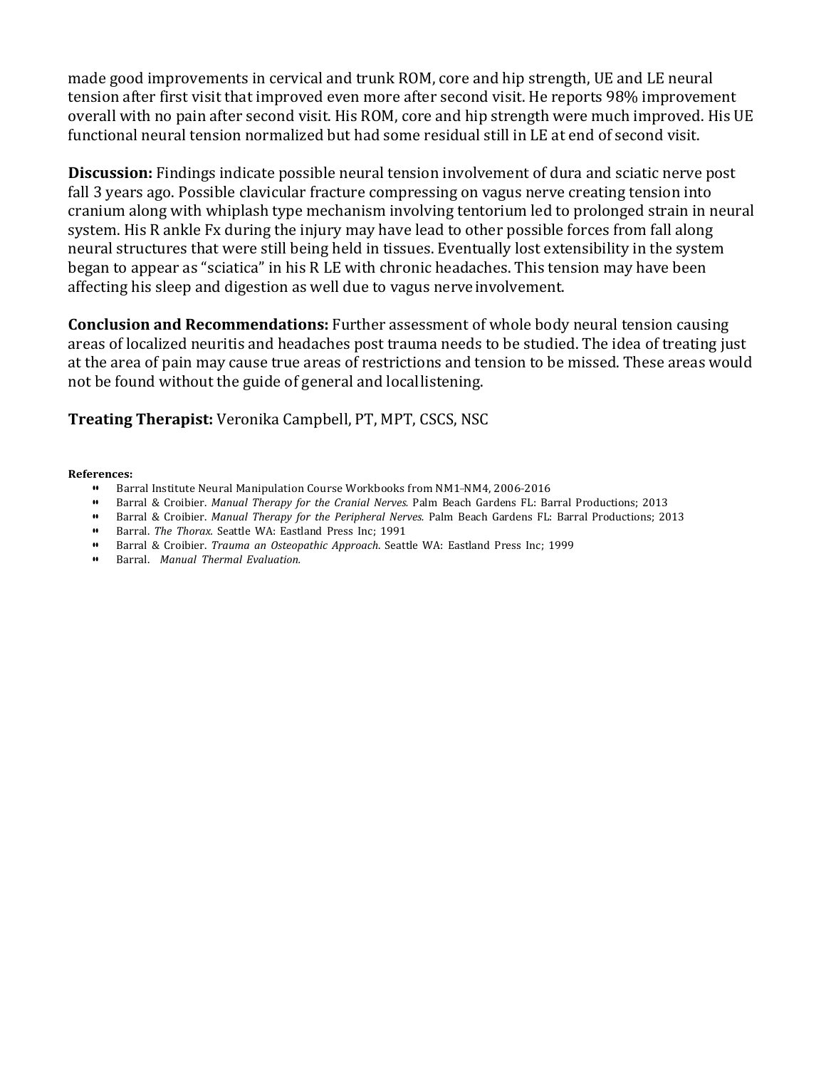made good improvements in cervical and trunk ROM, core and hip strength, UE and LE neural tension after first visit that improved even more after second visit. He reports 98% improvement overall with no pain after second visit. His ROM, core and hip strength were much improved. His UE functional neural tension normalized but had some residual still in LE at end of second visit.

**Discussion:** Findings indicate possible neural tension involvement of dura and sciatic nerve post fall 3 years ago. Possible clavicular fracture compressing on vagus nerve creating tension into cranium along with whiplash type mechanism involving tentorium led to prolonged strain in neural system. His R ankle Fx during the injury may have lead to other possible forces from fall along neural structures that were still being held in tissues. Eventually lost extensibility in the system began to appear as "sciatica" in his R LE with chronic headaches. This tension may have been affecting his sleep and digestion as well due to vagus nerve involvement.

**Conclusion and Recommendations:** Further assessment of whole body neural tension causing areas of localized neuritis and headaches post trauma needs to be studied. The idea of treating just at the area of pain may cause true areas of restrictions and tension to be missed. These areas would not be found without the guide of general and local listening.

**Treating Therapist:** Veronika Campbell, PT, MPT, CSCS, NSC

**References:**

- Barral Institute Neural Manipulation Course Workbooks from NM1–NM4, 2006-2016
- Barral & Croibier. *Manual Therapy for the Cranial Nerves.* Palm Beach Gardens FL: Barral Productions; 2013
- Barral & Croibier. *Manual Therapy for the Peripheral Nerves.* Palm Beach Gardens FL: Barral Productions; 2013
- Barral. *The Thorax.* Seattle WA: Eastland Press Inc; 1991
- Barral & Croibier. *Trauma an Osteopathic Approach.* Seattle WA: Eastland Press Inc; 1999
- Barral. *Manual Thermal Evaluation.*